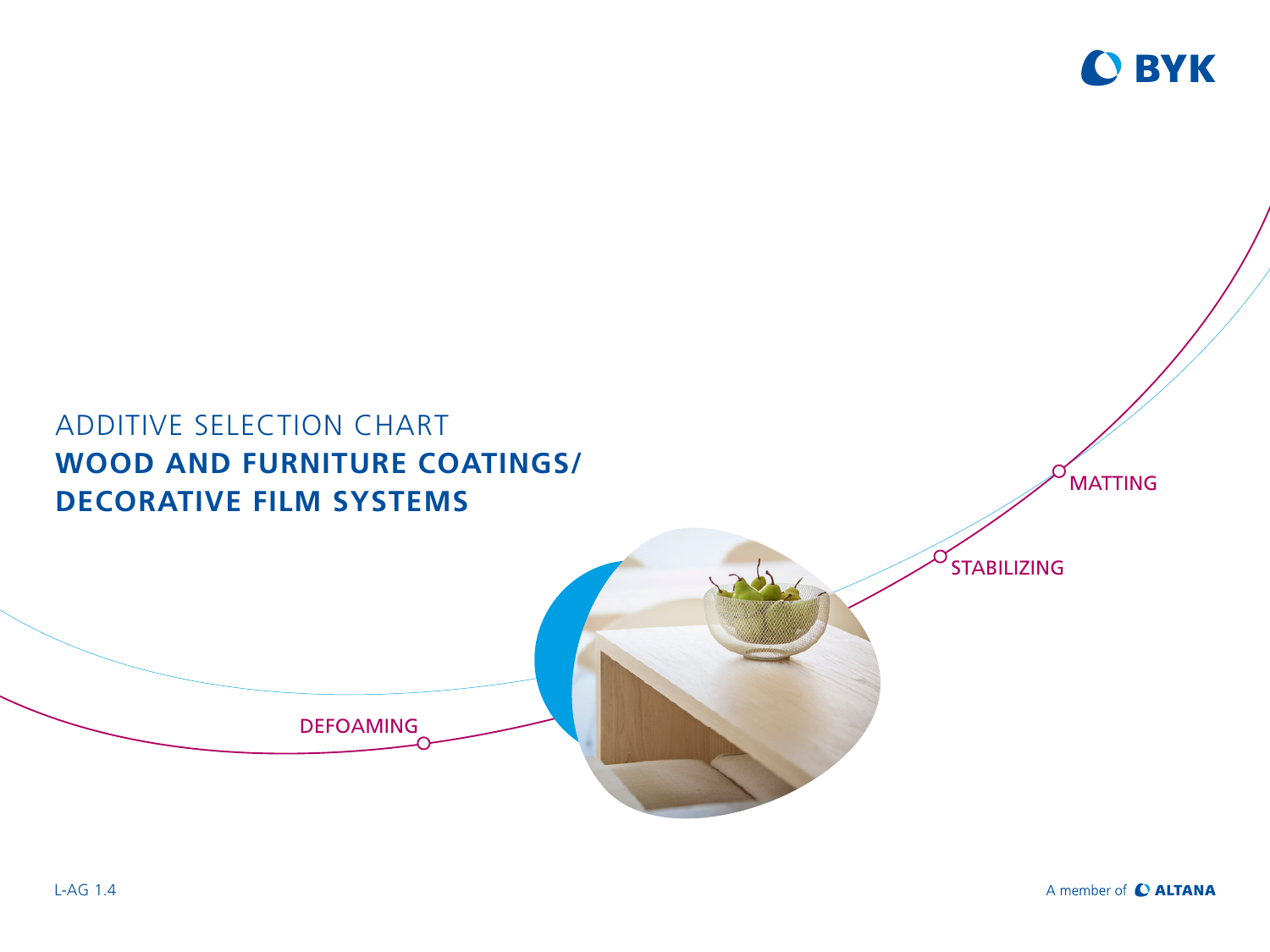BYK

# ADDITIVE SELECTION CHART
# **WOOD AND FURNITURE COATINGS/ DECORATIVE FILM SYSTEMS**

MATTING

STABILIZING

DEFOAMING

L-AG 1.4

A member of ALTANA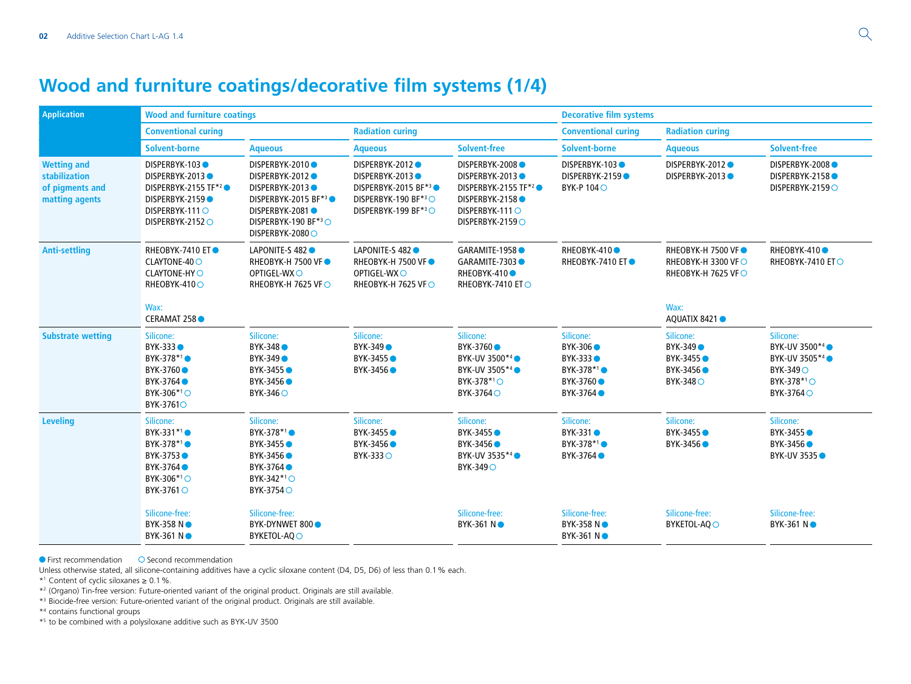# Wood and furniture coatings/decorative film systems (1/4)

| Application | Wood and furniture coatings | | | | Decorative film systems | | |
|---|---|---|---|---|---|---|---|
| | Conventional curing | | Radiation curing | | Conventional curing | Radiation curing | |
| | Solvent-borne | Aqueous | Aqueous | Solvent-free | Solvent-borne | Aqueous | Solvent-free |
| **Wetting and stabilization of pigments and matting agents** | DISPERBYK-103 ●<br>DISPERBYK-2013 ●<br>DISPERBYK-2155 TF*[2] ●<br>DISPERBYK-2159 ●<br>DISPERBYK-111 ○<br>DISPERBYK-2152 ○ | DISPERBYK-2010 ●<br>DISPERBYK-2012 ●<br>DISPERBYK-2013 ●<br>DISPERBYK-2015 BF*[3] ●<br>DISPERBYK-2081 ●<br>DISPERBYK-190 BF*[3] ○<br>DISPERBYK-2080 ○ | DISPERBYK-2012 ●<br>DISPERBYK-2013 ●<br>DISPERBYK-2015 BF*[3] ●<br>DISPERBYK-190 BF*[3] ○<br>DISPERBYK-199 BF*[3] ○ | DISPERBYK-2008 ●<br>DISPERBYK-2013 ●<br>DISPERBYK-2155 TF*[2] ●<br>DISPERBYK-2158 ●<br>DISPERBYK-111 ○<br>DISPERBYK-2159 ○ | DISPERBYK-103 ●<br>DISPERBYK-2159 ●<br>BYK-P 104 ○ | DISPERBYK-2012 ●<br>DISPERBYK-2013 ● | DISPERBYK-2008 ●<br>DISPERBYK-2158 ●<br>DISPERBYK-2159 ○ |
| **Anti-settling** | RHEOBYK-7410 ET ●<br>CLAYTONE-40 ○<br>CLAYTONE-HY ○<br>RHEOBYK-410 ○<br><br>Wax:<br>CERAMAT 258 ● | LAPONITE-S 482 ●<br>RHEOBYK-H 7500 VF ●<br>OPTIGEL-WX ○<br>RHEOBYK-H 7625 VF ○ | LAPONITE-S 482 ●<br>RHEOBYK-H 7500 VF ●<br>OPTIGEL-WX ○<br>RHEOBYK-H 7625 VF ○ | GARAMITE-1958 ●<br>GARAMITE-7303 ●<br>RHEOBYK-410 ●<br>RHEOBYK-7410 ET ○ | RHEOBYK-410 ●<br>RHEOBYK-7410 ET ● | RHEOBYK-H 7500 VF ●<br>RHEOBYK-H 3300 VF ○<br>RHEOBYK-H 7625 VF ○<br><br>Wax:<br>AQUATIX 8421 ● | RHEOBYK-410 ●<br>RHEOBYK-7410 ET ○ |
| **Substrate wetting** | Silicone:<br>BYK-333 ●<br>BYK-378*[1] ●<br>BYK-3760 ●<br>BYK-3764 ●<br>BYK-306*[1] ○<br>BYK-3761 ○ | Silicone:<br>BYK-348 ●<br>BYK-349 ●<br>BYK-3455 ●<br>BYK-3456 ●<br>BYK-346 ○ | Silicone:<br>BYK-349 ●<br>BYK-3455 ●<br>BYK-3456 ● | Silicone:<br>BYK-3760 ●<br>BYK-UV 3500*[4] ●<br>BYK-UV 3505*[4] ●<br>BYK-378*[1] ○<br>BYK-3764 ○ | Silicone:<br>BYK-306 ●<br>BYK-333 ●<br>BYK-378*[1] ●<br>BYK-3760 ●<br>BYK-3764 ● | Silicone:<br>BYK-349 ●<br>BYK-3455 ●<br>BYK-3456 ●<br>BYK-348 ○ | Silicone:<br>BYK-UV 3500*[4] ●<br>BYK-UV 3505*[4] ●<br>BYK-349 ○<br>BYK-378*[1] ○<br>BYK-3764 ○ |
| **Leveling** | Silicone:<br>BYK-331*[1] ●<br>BYK-378*[1] ●<br>BYK-3753 ●<br>BYK-3764 ●<br>BYK-306*[1] ○<br>BYK-3761 ○<br><br>Silicone-free:<br>BYK-358 N ●<br>BYK-361 N ● | Silicone:<br>BYK-378*[1] ●<br>BYK-3455 ●<br>BYK-3456 ●<br>BYK-3764 ●<br>BYK-342*[1] ○<br>BYK-3754 ○<br><br>Silicone-free:<br>BYK-DYNWET 800 ●<br>BYKETOL-AQ ○ | Silicone:<br>BYK-3455 ●<br>BYK-3456 ●<br>BYK-333 ○ | Silicone:<br>BYK-3455 ●<br>BYK-3456 ●<br>BYK-UV 3535*[4] ●<br>BYK-349 ○<br><br>Silicone-free:<br>BYK-361 N ● | Silicone:<br>BYK-331 ●<br>BYK-378*[1] ●<br>BYK-3764 ●<br><br>Silicone-free:<br>BYK-358 N ●<br>BYK-361 N ● | Silicone:<br>BYK-3455 ●<br>BYK-3456 ●<br><br>Silicone-free:<br>BYKETOL-AQ ○ | Silicone:<br>BYK-3455 ●<br>BYK-3456 ●<br>BYK-UV 3535 ●<br><br>Silicone-free:<br>BYK-361 N ● |

● First recommendation ○ Second recommendation

Unless otherwise stated, all silicone-containing additives have a cyclic siloxane content (D4, D5, D6) of less than 0.1 % each.

*[1] Content of cyclic siloxanes ≥ 0.1 %.

*[2] (Organo) Tin-free version: Future-oriented variant of the original product. Originals are still available.

*[3] Biocide-free version: Future-oriented variant of the original product. Originals are still available.

*[4] contains functional groups

*[5] to be combined with a polysiloxane additive such as BYK-UV 3500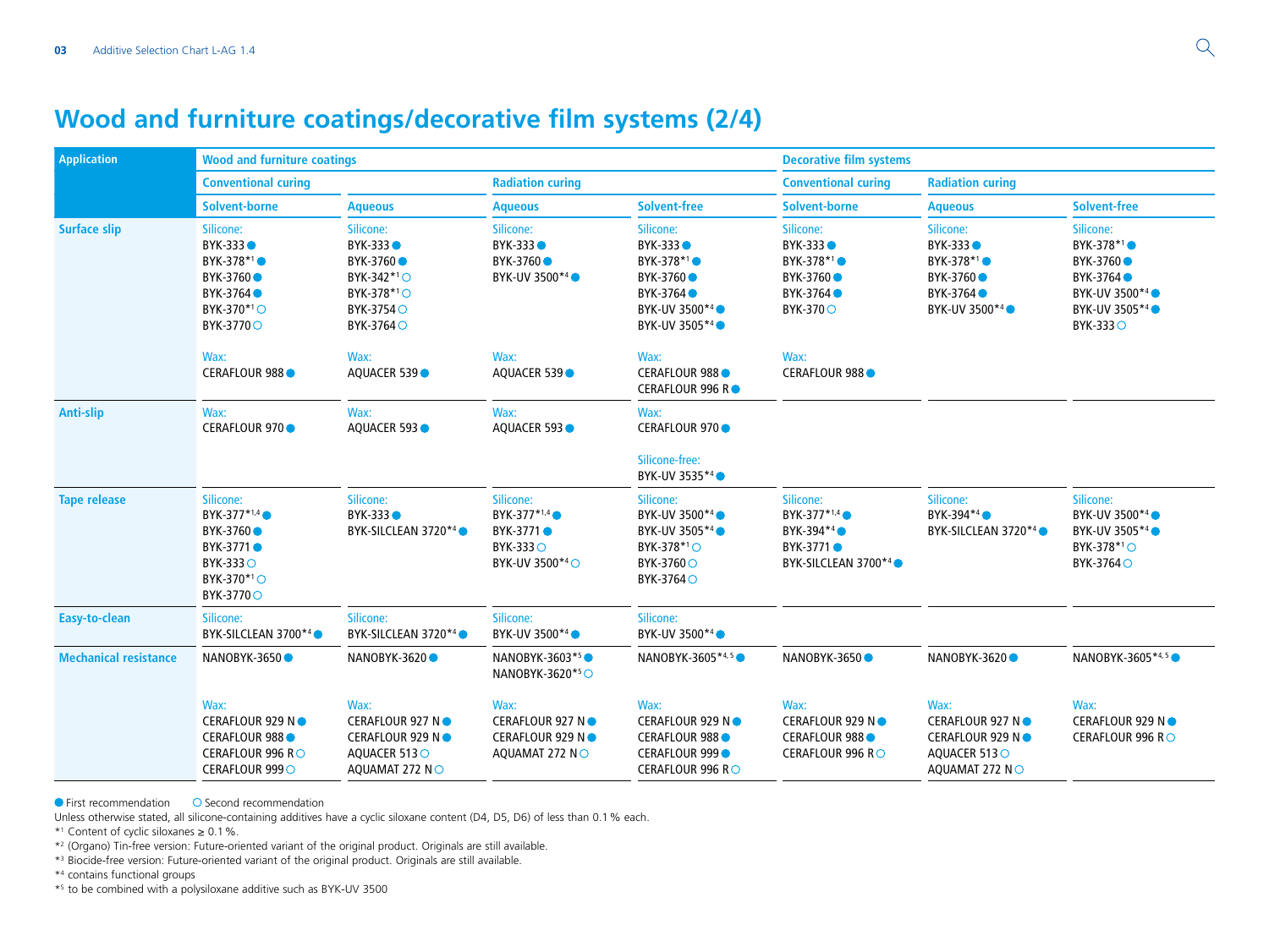# Wood and furniture coatings/decorative film systems (2/4)

| Application | Wood and furniture coatings | | | | Decorative film systems | | |
|---|---|---|---|---|---|---|---|
| | Conventional curing | | Radiation curing | | Conventional curing | Radiation curing | |
| | Solvent-borne | Aqueous | Aqueous | Solvent-free | Solvent-borne | Aqueous | Solvent-free |
| **Surface slip** | Silicone:<br>BYK-333 ●<br>BYK-378*1 ●<br>BYK-3760 ●<br>BYK-3764 ●<br>BYK-370*1 ○<br>BYK-3770 ○<br><br>Wax:<br>CERAFLOUR 988 ● | Silicone:<br>BYK-333 ●<br>BYK-3760 ●<br>BYK-342*1 ○<br>BYK-378*1 ○<br>BYK-3754 ○<br>BYK-3764 ○<br><br>Wax:<br>AQUACER 539 ● | Silicone:<br>BYK-333 ●<br>BYK-3760 ●<br>BYK-UV 3500*4 ●<br><br>Wax:<br>AQUACER 539 ● | Silicone:<br>BYK-333 ●<br>BYK-378*1 ●<br>BYK-3760 ●<br>BYK-3764 ●<br>BYK-UV 3500*4 ●<br>BYK-UV 3505*4 ●<br><br>Wax:<br>CERAFLOUR 988 ●<br>CERAFLOUR 996 R ● | Silicone:<br>BYK-333 ●<br>BYK-378*1 ●<br>BYK-3760 ●<br>BYK-3764 ●<br>BYK-370 ○<br><br>Wax:<br>CERAFLOUR 988 ● | Silicone:<br>BYK-333 ●<br>BYK-378*1 ●<br>BYK-3760 ●<br>BYK-3764 ●<br>BYK-UV 3500*4 ● | Silicone:<br>BYK-378*1 ●<br>BYK-3760 ●<br>BYK-3764 ●<br>BYK-UV 3500*4 ●<br>BYK-UV 3505*4 ●<br>BYK-333 ○ |
| **Anti-slip** | Wax:<br>CERAFLOUR 970 ● | Wax:<br>AQUACER 593 ● | Wax:<br>AQUACER 593 ● | Wax:<br>CERAFLOUR 970 ●<br><br>Silicone-free:<br>BYK-UV 3535*4 ● | | | |
| **Tape release** | Silicone:<br>BYK-377*1,4 ●<br>BYK-3760 ●<br>BYK-3771 ●<br>BYK-333 ○<br>BYK-370*1 ○<br>BYK-3770 ○ | Silicone:<br>BYK-333 ●<br>BYK-SILCLEAN 3720*4 ● | Silicone:<br>BYK-377*1,4 ●<br>BYK-3771 ●<br>BYK-333 ○<br>BYK-UV 3500*4 ○ | Silicone:<br>BYK-UV 3500*4 ●<br>BYK-UV 3505*4 ●<br>BYK-378*1 ○<br>BYK-3760 ○<br>BYK-3764 ○ | Silicone:<br>BYK-377*1,4 ●<br>BYK-394*4 ●<br>BYK-3771 ●<br>BYK-SILCLEAN 3700*4 ● | Silicone:<br>BYK-394*4 ●<br>BYK-SILCLEAN 3720*4 ● | Silicone:<br>BYK-UV 3500*4 ●<br>BYK-UV 3505*4 ●<br>BYK-378*1 ○<br>BYK-3764 ○ |
| **Easy-to-clean** | Silicone:<br>BYK-SILCLEAN 3700*4 ● | Silicone:<br>BYK-SILCLEAN 3720*4 ● | Silicone:<br>BYK-UV 3500*4 ● | Silicone:<br>BYK-UV 3500*4 ● | | | |
| **Mechanical resistance** | NANOBYK-3650 ●<br><br>Wax:<br>CERAFLOUR 929 N ●<br>CERAFLOUR 988 ●<br>CERAFLOUR 996 R ○<br>CERAFLOUR 999 ○ | NANOBYK-3620 ●<br><br>Wax:<br>CERAFLOUR 927 N ●<br>CERAFLOUR 929 N ●<br>AQUACER 513 ○<br>AQUAMAT 272 N ○ | NANOBYK-3603*5 ●<br>NANOBYK-3620*5 ○<br><br>Wax:<br>CERAFLOUR 927 N ●<br>CERAFLOUR 929 N ●<br>AQUAMAT 272 N ○ | NANOBYK-3605*4,5 ●<br><br>Wax:<br>CERAFLOUR 929 N ●<br>CERAFLOUR 988 ●<br>CERAFLOUR 999 ●<br>CERAFLOUR 996 R ○ | NANOBYK-3650 ●<br><br>Wax:<br>CERAFLOUR 929 N ●<br>CERAFLOUR 988 ●<br>CERAFLOUR 996 R ○ | NANOBYK-3620 ●<br><br>Wax:<br>CERAFLOUR 927 N ●<br>CERAFLOUR 929 N ●<br>AQUACER 513 ○<br>AQUAMAT 272 N ○ | NANOBYK-3605*4,5 ●<br><br>Wax:<br>CERAFLOUR 929 N ●<br>CERAFLOUR 996 R ○ |

● First recommendation  ○ Second recommendation

Unless otherwise stated, all silicone-containing additives have a cyclic siloxane content (D4, D5, D6) of less than 0.1 % each.

*1 Content of cyclic siloxanes ≥ 0.1 %.

*2 (Organo) Tin-free version: Future-oriented variant of the original product. Originals are still available.

*3 Biocide-free version: Future-oriented variant of the original product. Originals are still available.

*4 contains functional groups

*5 to be combined with a polysiloxane additive such as BYK-UV 3500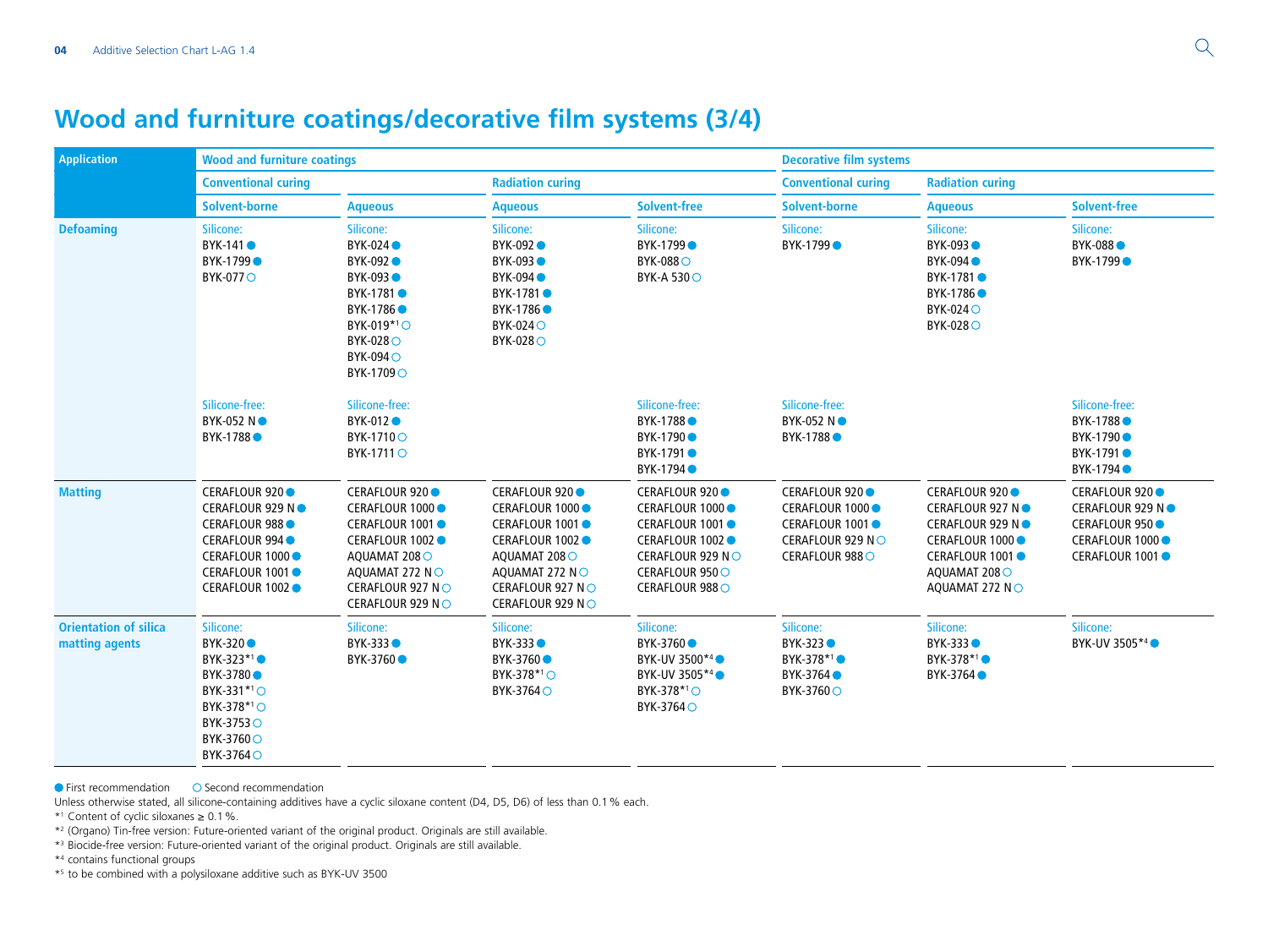# Wood and furniture coatings/decorative film systems (3/4)

| Application | Wood and furniture coatings | | | | Decorative film systems | | |
|---|---|---|---|---|---|---|---|
| | Conventional curing | | Radiation curing | | Conventional curing | Radiation curing | |
| | Solvent-borne | Aqueous | Aqueous | Solvent-free | Solvent-borne | Aqueous | Solvent-free |
| **Defoaming** | Silicone:<br>BYK-141 ●<br>BYK-1799 ●<br>BYK-077 ○ | Silicone:<br>BYK-024 ●<br>BYK-092 ●<br>BYK-093 ●<br>BYK-1781 ●<br>BYK-1786 ●<br>BYK-019*1 ○<br>BYK-028 ○<br>BYK-094 ○<br>BYK-1709 ○ | Silicone:<br>BYK-092 ●<br>BYK-093 ●<br>BYK-094 ●<br>BYK-1781 ●<br>BYK-1786 ●<br>BYK-024 ○<br>BYK-028 ○ | Silicone:<br>BYK-1799 ●<br>BYK-088 ○<br>BYK-A 530 ○ | Silicone:<br>BYK-1799 ● | Silicone:<br>BYK-093 ●<br>BYK-094 ●<br>BYK-1781 ●<br>BYK-1786 ●<br>BYK-024 ○<br>BYK-028 ○ | Silicone:<br>BYK-088 ●<br>BYK-1799 ● |
| | Silicone-free:<br>BYK-052 N ●<br>BYK-1788 ● | Silicone-free:<br>BYK-012 ●<br>BYK-1710 ○<br>BYK-1711 ○ | | Silicone-free:<br>BYK-1788 ●<br>BYK-1790 ●<br>BYK-1791 ●<br>BYK-1794 ● | Silicone-free:<br>BYK-052 N ●<br>BYK-1788 ● | | Silicone-free:<br>BYK-1788 ●<br>BYK-1790 ●<br>BYK-1791 ●<br>BYK-1794 ● |
| **Matting** | CERAFLOUR 920 ●<br>CERAFLOUR 929 N ●<br>CERAFLOUR 988 ●<br>CERAFLOUR 994 ●<br>CERAFLOUR 1000 ●<br>CERAFLOUR 1001 ●<br>CERAFLOUR 1002 ● | CERAFLOUR 920 ●<br>CERAFLOUR 1000 ●<br>CERAFLOUR 1001 ●<br>CERAFLOUR 1002 ●<br>AQUAMAT 208 ○<br>AQUAMAT 272 N ○<br>CERAFLOUR 927 N ○<br>CERAFLOUR 929 N ○ | CERAFLOUR 920 ●<br>CERAFLOUR 1000 ●<br>CERAFLOUR 1001 ●<br>CERAFLOUR 1002 ●<br>AQUAMAT 208 ○<br>AQUAMAT 272 N ○<br>CERAFLOUR 927 N ○<br>CERAFLOUR 929 N ○ | CERAFLOUR 920 ●<br>CERAFLOUR 1000 ●<br>CERAFLOUR 1001 ●<br>CERAFLOUR 1002 ●<br>CERAFLOUR 929 N ○<br>CERAFLOUR 950 ○<br>CERAFLOUR 988 ○ | CERAFLOUR 920 ●<br>CERAFLOUR 1000 ●<br>CERAFLOUR 1001 ●<br>CERAFLOUR 929 N ○<br>CERAFLOUR 988 ○ | CERAFLOUR 920 ●<br>CERAFLOUR 927 N ●<br>CERAFLOUR 929 N ●<br>CERAFLOUR 1000 ●<br>CERAFLOUR 1001 ●<br>AQUAMAT 208 ○<br>AQUAMAT 272 N ○ | CERAFLOUR 920 ●<br>CERAFLOUR 929 N ●<br>CERAFLOUR 950 ●<br>CERAFLOUR 1000 ●<br>CERAFLOUR 1001 ● |
| **Orientation of silica matting agents** | Silicone:<br>BYK-320 ●<br>BYK-323*1 ●<br>BYK-3780 ●<br>BYK-331*1 ○<br>BYK-378*1 ○<br>BYK-3753 ○<br>BYK-3760 ○<br>BYK-3764 ○ | Silicone:<br>BYK-333 ●<br>BYK-3760 ● | Silicone:<br>BYK-333 ●<br>BYK-3760 ●<br>BYK-378*1 ○<br>BYK-3764 ○ | Silicone:<br>BYK-3760 ●<br>BYK-UV 3500*4 ●<br>BYK-UV 3505*4 ●<br>BYK-378*1 ○<br>BYK-3764 ○ | Silicone:<br>BYK-323 ●<br>BYK-378*1 ●<br>BYK-3764 ●<br>BYK-3760 ○ | Silicone:<br>BYK-333 ●<br>BYK-378*1 ●<br>BYK-3764 ● | Silicone:<br>BYK-UV 3505*4 ● |

● First recommendation ○ Second recommendation

Unless otherwise stated, all silicone-containing additives have a cyclic siloxane content (D4, D5, D6) of less than 0.1 % each.

*1 Content of cyclic siloxanes ≥ 0.1 %.

*2 (Organo) Tin-free version: Future-oriented variant of the original product. Originals are still available.

*3 Biocide-free version: Future-oriented variant of the original product. Originals are still available.

*4 contains functional groups

*5 to be combined with a polysiloxane additive such as BYK-UV 3500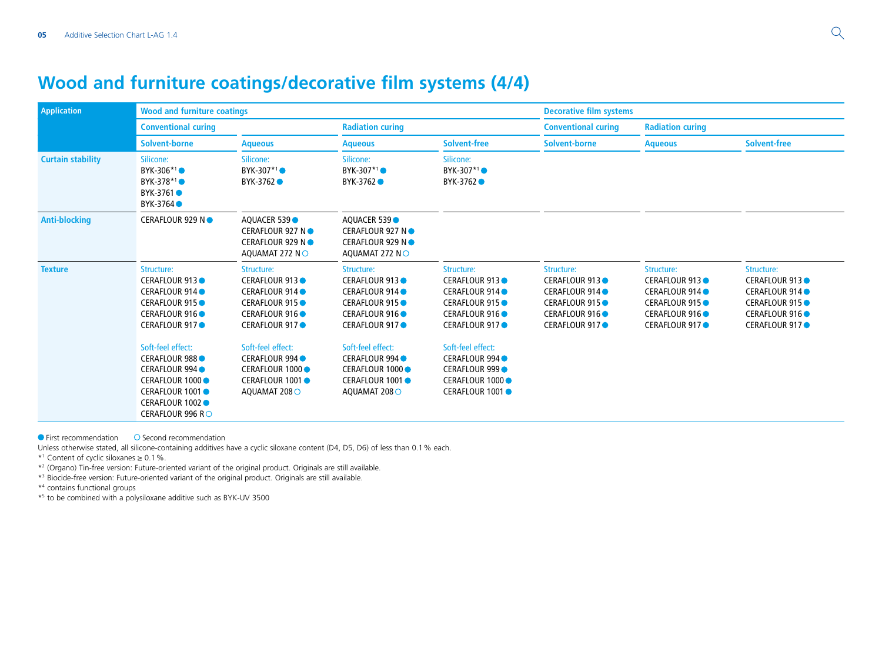# Wood and furniture coatings/decorative film systems (4/4)

| Application | Wood and furniture coatings | | | | Decorative film systems | | |
|---|---|---|---|---|---|---|---|
| | Conventional curing | | Radiation curing | | Conventional curing | Radiation curing | |
| | Solvent-borne | Aqueous | Aqueous | Solvent-free | Solvent-borne | Aqueous | Solvent-free |
| **Curtain stability** | Silicone:<br>BYK-306*[1] ●<br>BYK-378*[1] ●<br>BYK-3761 ●<br>BYK-3764 ● | Silicone:<br>BYK-307*[1] ●<br>BYK-3762 ● | Silicone:<br>BYK-307*[1] ●<br>BYK-3762 ● | Silicone:<br>BYK-307*[1] ●<br>BYK-3762 ● | | | |
| **Anti-blocking** | CERAFLOUR 929 N ● | AQUACER 539 ●<br>CERAFLOUR 927 N ●<br>CERAFLOUR 929 N ●<br>AQUAMAT 272 N ○ | AQUACER 539 ●<br>CERAFLOUR 927 N ●<br>CERAFLOUR 929 N ●<br>AQUAMAT 272 N ○ | | | | |
| **Texture** | Structure:<br>CERAFLOUR 913 ●<br>CERAFLOUR 914 ●<br>CERAFLOUR 915 ●<br>CERAFLOUR 916 ●<br>CERAFLOUR 917 ●<br><br>Soft-feel effect:<br>CERAFLOUR 988 ●<br>CERAFLOUR 994 ●<br>CERAFLOUR 1000 ●<br>CERAFLOUR 1001 ●<br>CERAFLOUR 1002 ●<br>CERAFLOUR 996 R ○ | Structure:<br>CERAFLOUR 913 ●<br>CERAFLOUR 914 ●<br>CERAFLOUR 915 ●<br>CERAFLOUR 916 ●<br>CERAFLOUR 917 ●<br><br>Soft-feel effect:<br>CERAFLOUR 994 ●<br>CERAFLOUR 1000 ●<br>CERAFLOUR 1001 ●<br>AQUAMAT 208 ○ | Structure:<br>CERAFLOUR 913 ●<br>CERAFLOUR 914 ●<br>CERAFLOUR 915 ●<br>CERAFLOUR 916 ●<br>CERAFLOUR 917 ●<br><br>Soft-feel effect:<br>CERAFLOUR 994 ●<br>CERAFLOUR 1000 ●<br>CERAFLOUR 1001 ●<br>AQUAMAT 208 ○ | Structure:<br>CERAFLOUR 913 ●<br>CERAFLOUR 914 ●<br>CERAFLOUR 915 ●<br>CERAFLOUR 916 ●<br>CERAFLOUR 917 ●<br><br>Soft-feel effect:<br>CERAFLOUR 994 ●<br>CERAFLOUR 999 ●<br>CERAFLOUR 1000 ●<br>CERAFLOUR 1001 ● | Structure:<br>CERAFLOUR 913 ●<br>CERAFLOUR 914 ●<br>CERAFLOUR 915 ●<br>CERAFLOUR 916 ●<br>CERAFLOUR 917 ● | Structure:<br>CERAFLOUR 913 ●<br>CERAFLOUR 914 ●<br>CERAFLOUR 915 ●<br>CERAFLOUR 916 ●<br>CERAFLOUR 917 ● | Structure:<br>CERAFLOUR 913 ●<br>CERAFLOUR 914 ●<br>CERAFLOUR 915 ●<br>CERAFLOUR 916 ●<br>CERAFLOUR 917 ● |

● First recommendation ○ Second recommendation

Unless otherwise stated, all silicone-containing additives have a cyclic siloxane content (D4, D5, D6) of less than 0.1 % each.

*[1] Content of cyclic siloxanes ≥ 0.1 %.

*[2] (Organo) Tin-free version: Future-oriented variant of the original product. Originals are still available.

*[3] Biocide-free version: Future-oriented variant of the original product. Originals are still available.

*[4] contains functional groups

*[5] to be combined with a polysiloxane additive such as BYK-UV 3500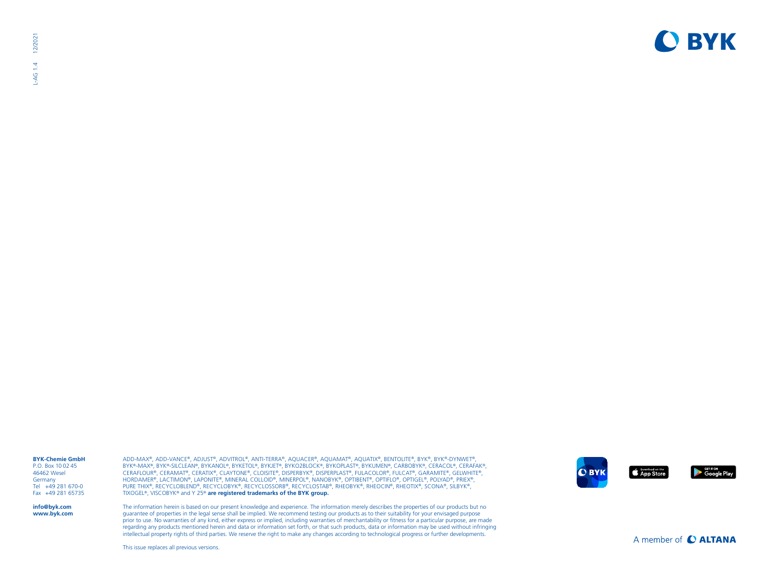L-AG 1.4 12/2021

**BYK-Chemie GmbH**
P.O. Box 10 02 45
46462 Wesel
Germany
Tel +49 281 670-0
Fax +49 281 65735

**info@byk.com**
**www.byk.com**

ADD-MAX®, ADD-VANCE®, ADJUST®, ADVITROL®, ANTI-TERRA®, AQUACER®, AQUAMAT®, AQUATIX®, BENTOLITE®, BYK®, BYK®-DYNWET®, BYK®-MAX®, BYK®-SILCLEAN®, BYKANOL®, BYKETOL®, BYKJET®, BYKO2BLOCK®, BYKOPLAST®, BYKUMEN®, CARBOBYK®, CERACOL®, CERAFAK®, CERAFLOUR®, CERAMAT®, CERATIX®, CLAYTONE®, CLOISITE®, DISPERBYK®, DISPERPLAST®, FULACOLOR®, FULCAT®, GARAMITE®, GELWHITE®, HORDAMER®, LACTIMON®, LAPONITE®, MINERAL COLLOID®, MINERPOL®, NANOBYK®, OPTIBENT®, OPTIFLO®, OPTIGEL®, POLYAD®, PRIEX®, PURE THIX®, RECYCLOBLEND®, RECYCLOBYK®, RECYCLOSSORB®, RECYCLOSTAB®, RHEOBYK®, RHEOCIN®, RHEOTIX®, SCONA®, SILBYK®, TIXOGEL®, VISCOBYK® and Y 25® **are registered trademarks of the BYK group.**

The information herein is based on our present knowledge and experience. The information merely describes the properties of our products but no guarantee of properties in the legal sense shall be implied. We recommend testing our products as to their suitability for your envisaged purpose prior to use. No warranties of any kind, either express or implied, including warranties of merchantability or fitness for a particular purpose, are made regarding any products mentioned herein and data or information set forth, or that such products, data or information may be used without infringing intellectual property rights of third parties. We reserve the right to make any changes according to technological progress or further developments.

This issue replaces all previous versions.

A member of ALTANA